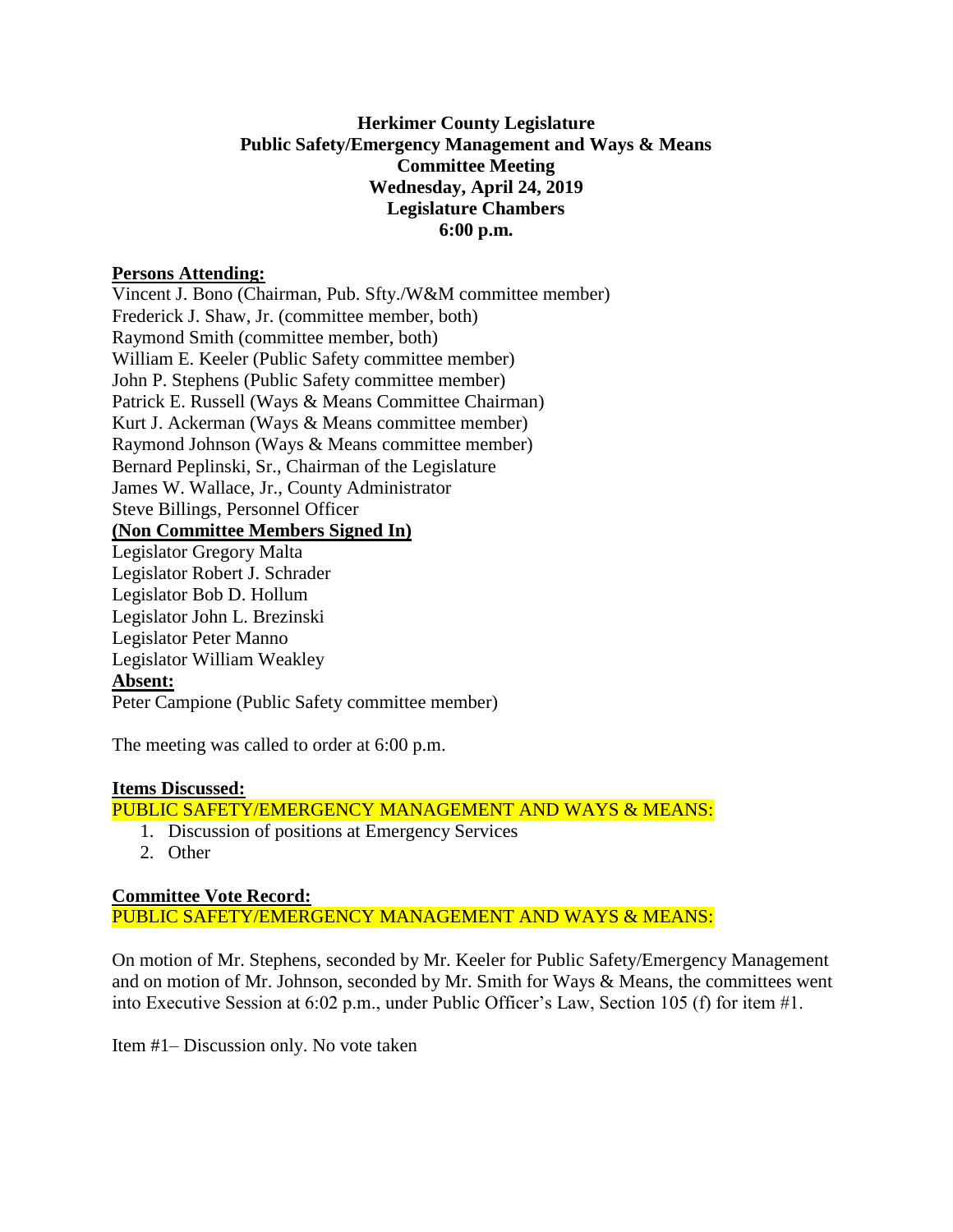**Herkimer County Legislature**
**Public Safety/Emergency Management and Ways & Means**
**Committee Meeting**
**Wednesday, April 24, 2019**
**Legislature Chambers**
**6:00 p.m.**

**Persons Attending:**

Vincent J. Bono (Chairman, Pub. Sfty./W&M committee member)
Frederick J. Shaw, Jr. (committee member, both)
Raymond Smith (committee member, both)
William E. Keeler (Public Safety committee member)
John P. Stephens (Public Safety committee member)
Patrick E. Russell (Ways & Means Committee Chairman)
Kurt J. Ackerman (Ways & Means committee member)
Raymond Johnson (Ways & Means committee member)
Bernard Peplinski, Sr., Chairman of the Legislature
James W. Wallace, Jr., County Administrator
Steve Billings, Personnel Officer

**(Non Committee Members Signed In)**

Legislator Gregory Malta
Legislator Robert J. Schrader
Legislator Bob D. Hollum
Legislator John L. Brezinski
Legislator Peter Manno
Legislator William Weakley

**Absent:**

Peter Campione (Public Safety committee member)

The meeting was called to order at 6:00 p.m.

**Items Discussed:**

PUBLIC SAFETY/EMERGENCY MANAGEMENT AND WAYS & MEANS:

1. Discussion of positions at Emergency Services
2. Other

**Committee Vote Record:**

PUBLIC SAFETY/EMERGENCY MANAGEMENT AND WAYS & MEANS:

On motion of Mr. Stephens, seconded by Mr. Keeler for Public Safety/Emergency Management and on motion of Mr. Johnson, seconded by Mr. Smith for Ways & Means, the committees went into Executive Session at 6:02 p.m., under Public Officer's Law, Section 105 (f) for item #1.

Item #1– Discussion only. No vote taken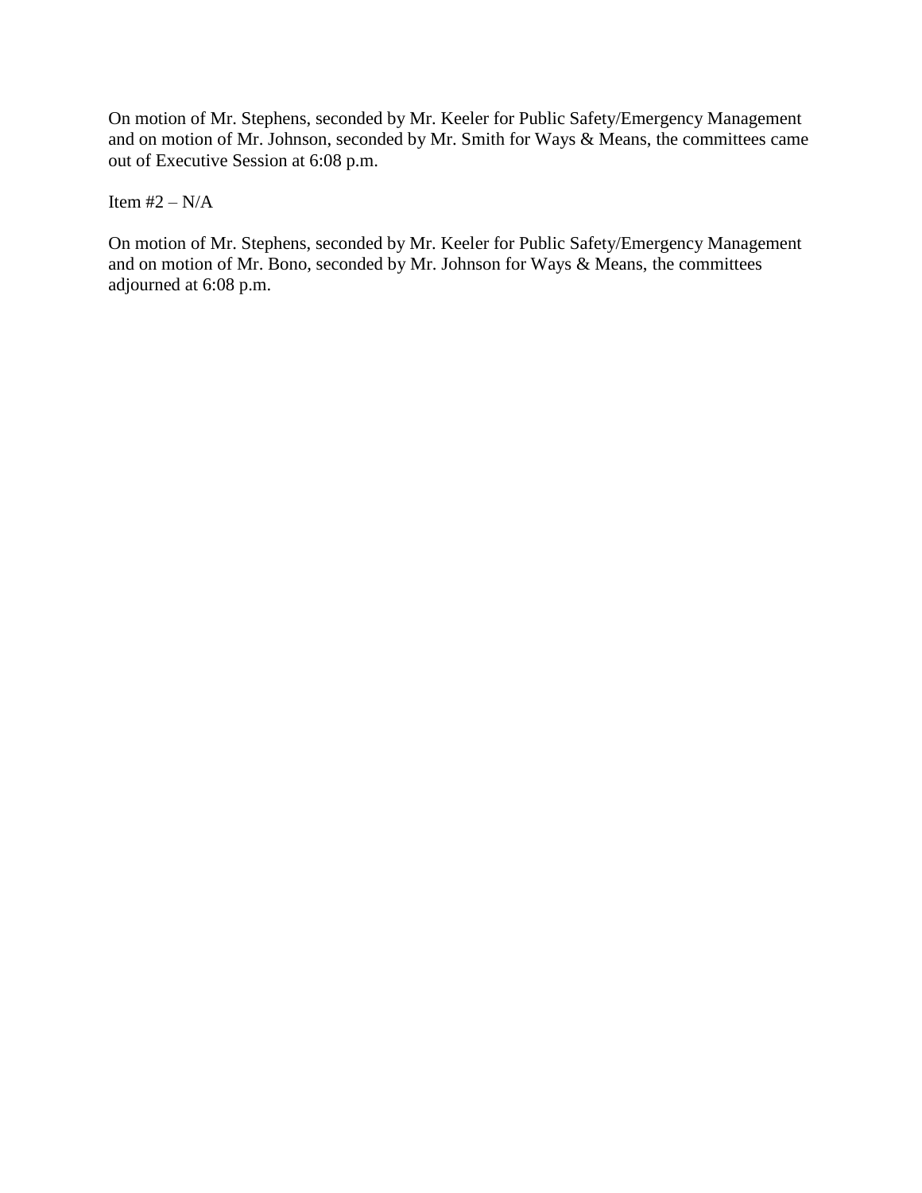On motion of Mr. Stephens, seconded by Mr. Keeler for Public Safety/Emergency Management and on motion of Mr. Johnson, seconded by Mr. Smith for Ways & Means, the committees came out of Executive Session at 6:08 p.m.

Item #2 – N/A

On motion of Mr. Stephens, seconded by Mr. Keeler for Public Safety/Emergency Management and on motion of Mr. Bono, seconded by Mr. Johnson for Ways & Means, the committees adjourned at 6:08 p.m.